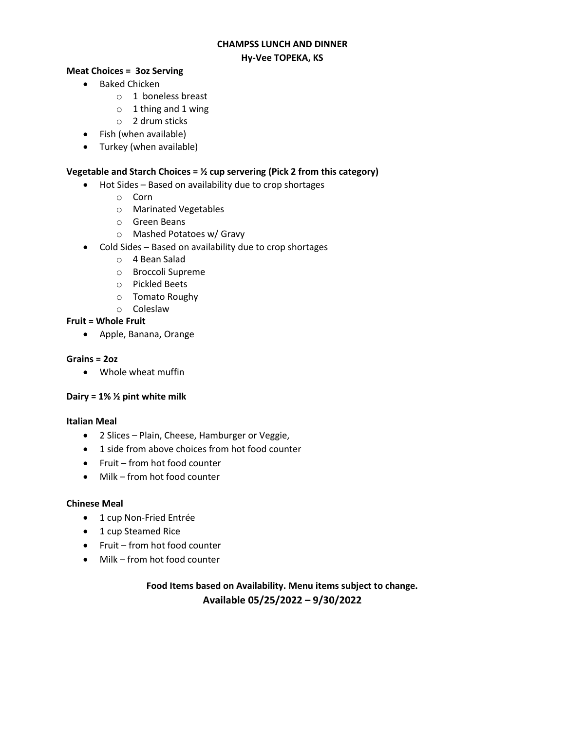**CHAMPSS LUNCH AND DINNER**

**Hy-Vee TOPEKA, KS**

**Meat Choices = 3oz Serving**

- Baked Chicken
  - 1 boneless breast
  - 1 thing and 1 wing
  - 2 drum sticks
- Fish (when available)
- Turkey (when available)

**Vegetable and Starch Choices = ½ cup servering (Pick 2 from this category)**

- Hot Sides – Based on availability due to crop shortages
  - Corn
  - Marinated Vegetables
  - Green Beans
  - Mashed Potatoes w/ Gravy
- Cold Sides – Based on availability due to crop shortages
  - 4 Bean Salad
  - Broccoli Supreme
  - Pickled Beets
  - Tomato Roughy
  - Coleslaw

**Fruit = Whole Fruit**

- Apple, Banana, Orange

**Grains = 2oz**

- Whole wheat muffin

**Dairy = 1% ½ pint white milk**

**Italian Meal**

- 2 Slices – Plain, Cheese, Hamburger or Veggie,
- 1 side from above choices from hot food counter
- Fruit – from hot food counter
- Milk – from hot food counter

**Chinese Meal**

- 1 cup Non-Fried Entrée
- 1 cup Steamed Rice
- Fruit – from hot food counter
- Milk – from hot food counter

**Food Items based on Availability. Menu items subject to change.**

**Available 05/25/2022 – 9/30/2022**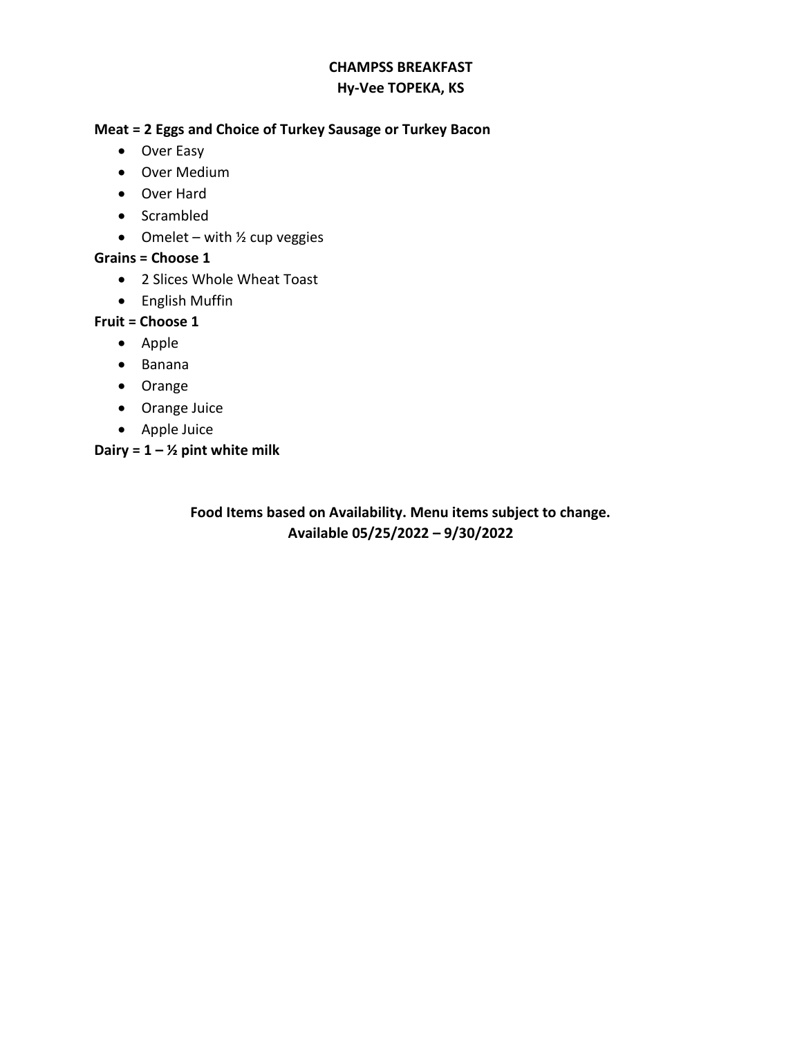# CHAMPSS BREAKFAST
## Hy-Vee TOPEKA, KS

**Meat = 2 Eggs and Choice of Turkey Sausage or Turkey Bacon**

- Over Easy
- Over Medium
- Over Hard
- Scrambled
- Omelet – with ½ cup veggies

**Grains = Choose 1**

- 2 Slices Whole Wheat Toast
- English Muffin

**Fruit = Choose 1**

- Apple
- Banana
- Orange
- Orange Juice
- Apple Juice

**Dairy = 1 – ½ pint white milk**

**Food Items based on Availability. Menu items subject to change.**
**Available 05/25/2022 – 9/30/2022**